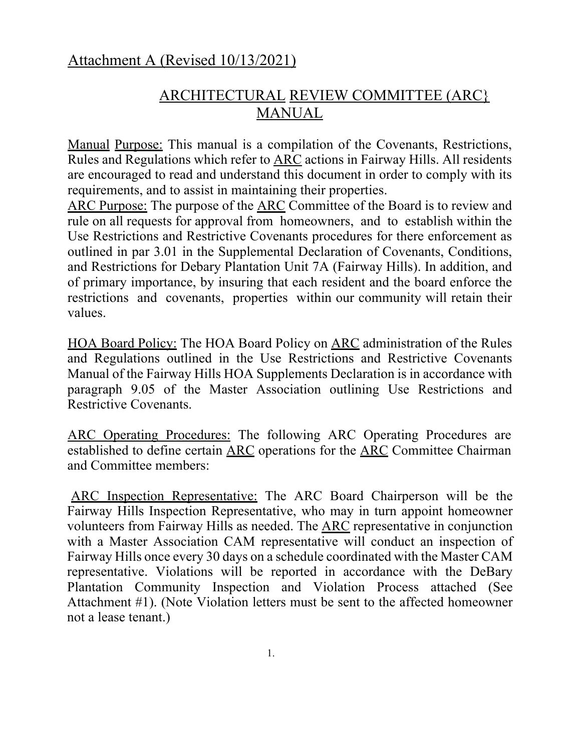Attachment A (Revised 10/13/2021)

# ARCHITECTURAL REVIEW COMMITTEE (ARC} MANUAL

Manual Purpose: This manual is a compilation of the Covenants, Restrictions, Rules and Regulations which refer to ARC actions in Fairway Hills. All residents are encouraged to read and understand this document in order to comply with its requirements, and to assist in maintaining their properties.

ARC Purpose: The purpose of the ARC Committee of the Board is to review and rule on all requests for approval from homeowners, and to establish within the Use Restrictions and Restrictive Covenants procedures for there enforcement as outlined in par 3.01 in the Supplemental Declaration of Covenants, Conditions, and Restrictions for Debary Plantation Unit 7A (Fairway Hills). In addition, and of primary importance, by insuring that each resident and the board enforce the restrictions and covenants, properties within our community will retain their values.

HOA Board Policy: The HOA Board Policy on ARC administration of the Rules and Regulations outlined in the Use Restrictions and Restrictive Covenants Manual of the Fairway Hills HOA Supplements Declaration is in accordance with paragraph 9.05 of the Master Association outlining Use Restrictions and Restrictive Covenants.

ARC Operating Procedures: The following ARC Operating Procedures are established to define certain ARC operations for the ARC Committee Chairman and Committee members:

ARC Inspection Representative: The ARC Board Chairperson will be the Fairway Hills Inspection Representative, who may in turn appoint homeowner volunteers from Fairway Hills as needed. The ARC representative in conjunction with a Master Association CAM representative will conduct an inspection of Fairway Hills once every 30 days on a schedule coordinated with the Master CAM representative. Violations will be reported in accordance with the DeBary Plantation Community Inspection and Violation Process attached (See Attachment #1). (Note Violation letters must be sent to the affected homeowner not a lease tenant.)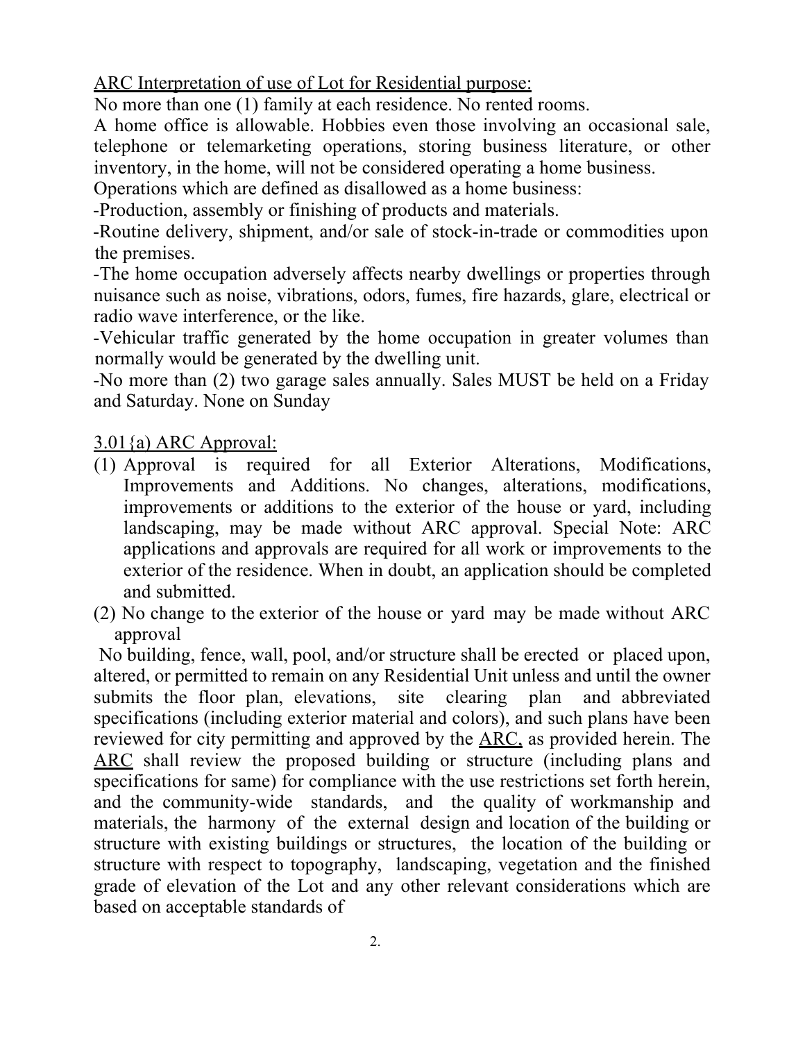ARC Interpretation of use of Lot for Residential purpose:

No more than one (1) family at each residence. No rented rooms.

A home office is allowable. Hobbies even those involving an occasional sale, telephone or telemarketing operations, storing business literature, or other inventory, in the home, will not be considered operating a home business.

Operations which are defined as disallowed as a home business:

-Production, assembly or finishing of products and materials.

-Routine delivery, shipment, and/or sale of stock-in-trade or commodities upon the premises.

-The home occupation adversely affects nearby dwellings or properties through nuisance such as noise, vibrations, odors, fumes, fire hazards, glare, electrical or radio wave interference, or the like.

-Vehicular traffic generated by the home occupation in greater volumes than normally would be generated by the dwelling unit.

-No more than (2) two garage sales annually. Sales MUST be held on a Friday and Saturday. None on Sunday

3.01{a) ARC Approval:

(1) Approval is required for all Exterior Alterations, Modifications, Improvements and Additions. No changes, alterations, modifications, improvements or additions to the exterior of the house or yard, including landscaping, may be made without ARC approval. Special Note: ARC applications and approvals are required for all work or improvements to the exterior of the residence. When in doubt, an application should be completed and submitted.

(2) No change to the exterior of the house or yard may be made without ARC approval

No building, fence, wall, pool, and/or structure shall be erected or placed upon, altered, or permitted to remain on any Residential Unit unless and until the owner submits the floor plan, elevations, site clearing plan and abbreviated specifications (including exterior material and colors), and such plans have been reviewed for city permitting and approved by the ARC, as provided herein. The ARC shall review the proposed building or structure (including plans and specifications for same) for compliance with the use restrictions set forth herein, and the community-wide standards, and the quality of workmanship and materials, the harmony of the external design and location of the building or structure with existing buildings or structures, the location of the building or structure with respect to topography, landscaping, vegetation and the finished grade of elevation of the Lot and any other relevant considerations which are based on acceptable standards of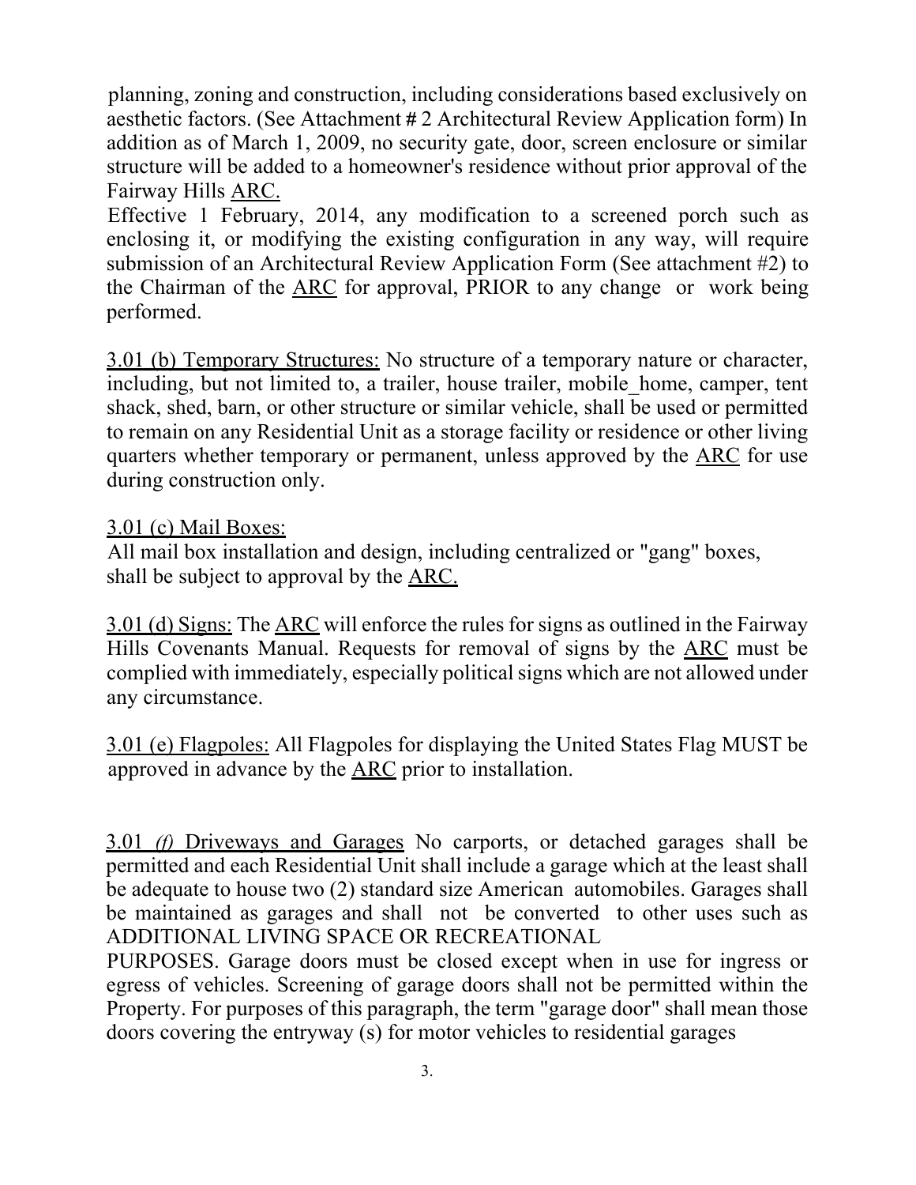planning, zoning and construction, including considerations based exclusively on aesthetic factors. (See Attachment # 2 Architectural Review Application form) In addition as of March 1, 2009, no security gate, door, screen enclosure or similar structure will be added to a homeowner's residence without prior approval of the Fairway Hills ARC.

Effective 1 February, 2014, any modification to a screened porch such as enclosing it, or modifying the existing configuration in any way, will require submission of an Architectural Review Application Form (See attachment #2) to the Chairman of the ARC for approval, PRIOR to any change or work being performed.

3.01 (b) Temporary Structures: No structure of a temporary nature or character, including, but not limited to, a trailer, house trailer, mobile_home, camper, tent shack, shed, barn, or other structure or similar vehicle, shall be used or permitted to remain on any Residential Unit as a storage facility or residence or other living quarters whether temporary or permanent, unless approved by the ARC for use during construction only.

3.01 (c) Mail Boxes:
All mail box installation and design, including centralized or "gang" boxes, shall be subject to approval by the ARC.

3.01 (d) Signs: The ARC will enforce the rules for signs as outlined in the Fairway Hills Covenants Manual. Requests for removal of signs by the ARC must be complied with immediately, especially political signs which are not allowed under any circumstance.

3.01 (e) Flagpoles: All Flagpoles for displaying the United States Flag MUST be approved in advance by the ARC prior to installation.

3.01 *(f)* Driveways and Garages No carports, or detached garages shall be permitted and each Residential Unit shall include a garage which at the least shall be adequate to house two (2) standard size American automobiles. Garages shall be maintained as garages and shall not be converted to other uses such as ADDITIONAL LIVING SPACE OR RECREATIONAL PURPOSES. Garage doors must be closed except when in use for ingress or egress of vehicles. Screening of garage doors shall not be permitted within the Property. For purposes of this paragraph, the term "garage door" shall mean those doors covering the entryway (s) for motor vehicles to residential garages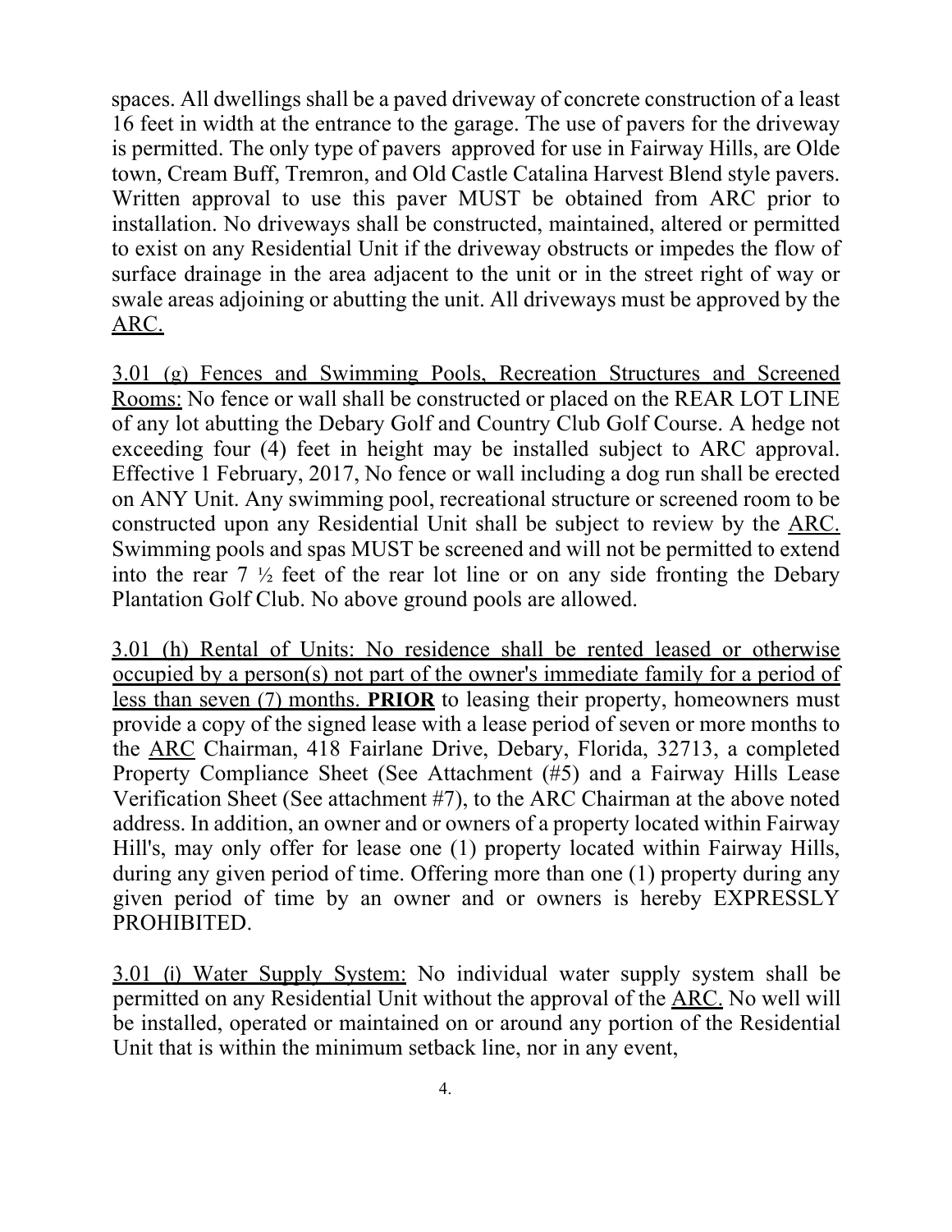spaces. All dwellings shall be a paved driveway of concrete construction of a least 16 feet in width at the entrance to the garage. The use of pavers for the driveway is permitted. The only type of pavers approved for use in Fairway Hills, are Olde town, Cream Buff, Tremron, and Old Castle Catalina Harvest Blend style pavers. Written approval to use this paver MUST be obtained from ARC prior to installation. No driveways shall be constructed, maintained, altered or permitted to exist on any Residential Unit if the driveway obstructs or impedes the flow of surface drainage in the area adjacent to the unit or in the street right of way or swale areas adjoining or abutting the unit. All driveways must be approved by the <u>ARC.</u>

<u>3.01 (g) Fences and Swimming Pools, Recreation Structures and Screened Rooms:</u> No fence or wall shall be constructed or placed on the REAR LOT LINE of any lot abutting the Debary Golf and Country Club Golf Course. A hedge not exceeding four (4) feet in height may be installed subject to ARC approval. Effective 1 February, 2017, No fence or wall including a dog run shall be erected on ANY Unit. Any swimming pool, recreational structure or screened room to be constructed upon any Residential Unit shall be subject to review by the <u>ARC.</u> Swimming pools and spas MUST be screened and will not be permitted to extend into the rear 7 ½ feet of the rear lot line or on any side fronting the Debary Plantation Golf Club. No above ground pools are allowed.

<u>3.01 (h) Rental of Units: No residence shall be rented leased or otherwise occupied by a person(s) not part of the owner's immediate family for a period of less than seven (7) months.</u> **PRIOR** to leasing their property, homeowners must provide a copy of the signed lease with a lease period of seven or more months to the <u>ARC</u> Chairman, 418 Fairlane Drive, Debary, Florida, 32713, a completed Property Compliance Sheet (See Attachment (#5) and a Fairway Hills Lease Verification Sheet (See attachment #7), to the ARC Chairman at the above noted address. In addition, an owner and or owners of a property located within Fairway Hill's, may only offer for lease one (1) property located within Fairway Hills, during any given period of time. Offering more than one (1) property during any given period of time by an owner and or owners is hereby EXPRESSLY PROHIBITED.

<u>3.01 (i) Water Supply System:</u> No individual water supply system shall be permitted on any Residential Unit without the approval of the <u>ARC.</u> No well will be installed, operated or maintained on or around any portion of the Residential Unit that is within the minimum setback line, nor in any event,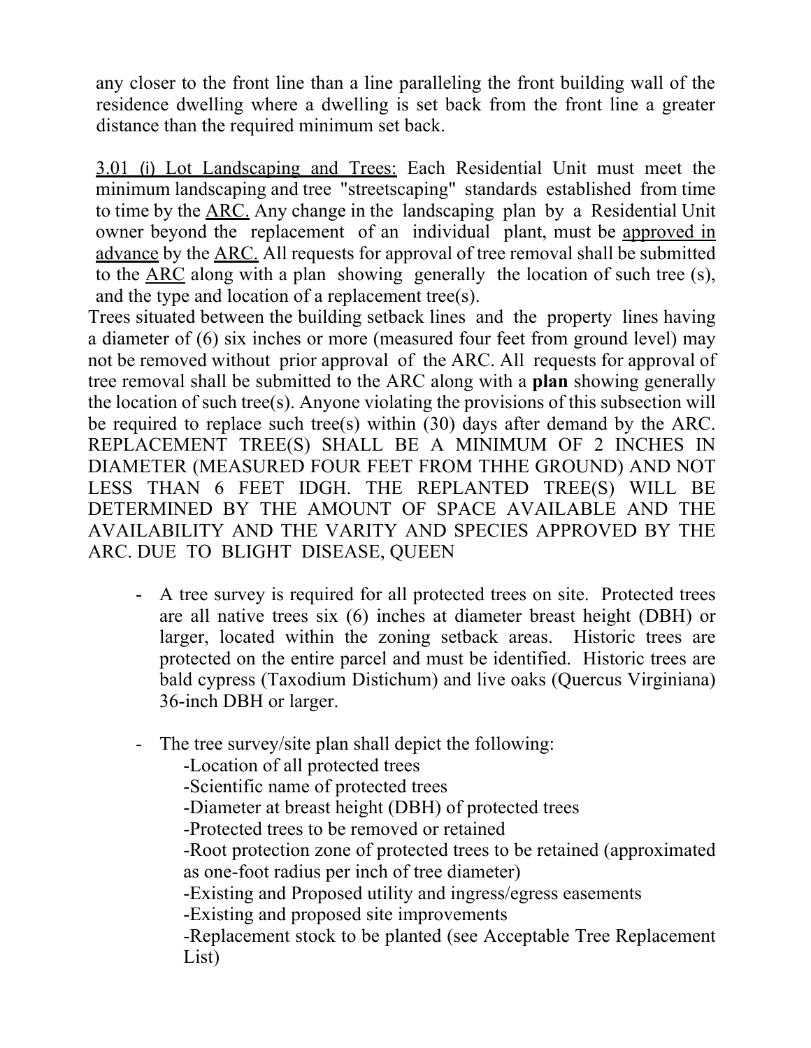any closer to the front line than a line paralleling the front building wall of the residence dwelling where a dwelling is set back from the front line a greater distance than the required minimum set back.

<u>3.01 (i) Lot Landscaping and Trees:</u> Each Residential Unit must meet the minimum landscaping and tree "streetscaping" standards established from time to time by the <u>ARC.</u> Any change in the landscaping plan by a Residential Unit owner beyond the replacement of an individual plant, must be <u>approved in advance</u> by the <u>ARC.</u> All requests for approval of tree removal shall be submitted to the <u>ARC</u> along with a plan showing generally the location of such tree (s), and the type and location of a replacement tree(s).

Trees situated between the building setback lines and the property lines having a diameter of (6) six inches or more (measured four feet from ground level) may not be removed without prior approval of the ARC. All requests for approval of tree removal shall be submitted to the ARC along with a **plan** showing generally the location of such tree(s). Anyone violating the provisions of this subsection will be required to replace such tree(s) within (30) days after demand by the ARC. REPLACEMENT TREE(S) SHALL BE A MINIMUM OF 2 INCHES IN DIAMETER (MEASURED FOUR FEET FROM THHE GROUND) AND NOT LESS THAN 6 FEET IDGH. THE REPLANTED TREE(S) WILL BE DETERMINED BY THE AMOUNT OF SPACE AVAILABLE AND THE AVAILABILITY AND THE VARITY AND SPECIES APPROVED BY THE ARC. DUE TO BLIGHT DISEASE, QUEEN

- A tree survey is required for all protected trees on site. Protected trees are all native trees six (6) inches at diameter breast height (DBH) or larger, located within the zoning setback areas. Historic trees are protected on the entire parcel and must be identified. Historic trees are bald cypress (Taxodium Distichum) and live oaks (Quercus Virginiana) 36-inch DBH or larger.

- The tree survey/site plan shall depict the following:
  - Location of all protected trees
  - Scientific name of protected trees
  - Diameter at breast height (DBH) of protected trees
  - Protected trees to be removed or retained
  - Root protection zone of protected trees to be retained (approximated as one-foot radius per inch of tree diameter)
  - Existing and Proposed utility and ingress/egress easements
  - Existing and proposed site improvements
  - Replacement stock to be planted (see Acceptable Tree Replacement List)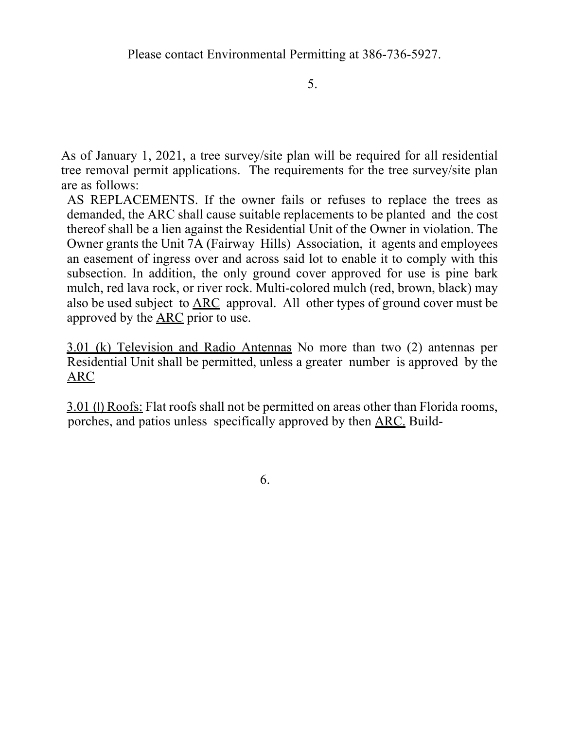Please contact Environmental Permitting at 386-736-5927.

As of January 1, 2021, a tree survey/site plan will be required for all residential tree removal permit applications. The requirements for the tree survey/site plan are as follows:

AS REPLACEMENTS. If the owner fails or refuses to replace the trees as demanded, the ARC shall cause suitable replacements to be planted and the cost thereof shall be a lien against the Residential Unit of the Owner in violation. The Owner grants the Unit 7A (Fairway Hills) Association, it agents and employees an easement of ingress over and across said lot to enable it to comply with this subsection. In addition, the only ground cover approved for use is pine bark mulch, red lava rock, or river rock. Multi-colored mulch (red, brown, black) may also be used subject to <u>ARC</u> approval. All other types of ground cover must be approved by the <u>ARC</u> prior to use.

<u>3.01 (k) Television and Radio Antennas</u> No more than two (2) antennas per Residential Unit shall be permitted, unless a greater number is approved by the <u>ARC</u>

<u>3.01 (l) Roofs:</u> Flat roofs shall not be permitted on areas other than Florida rooms, porches, and patios unless specifically approved by then <u>ARC.</u> Build-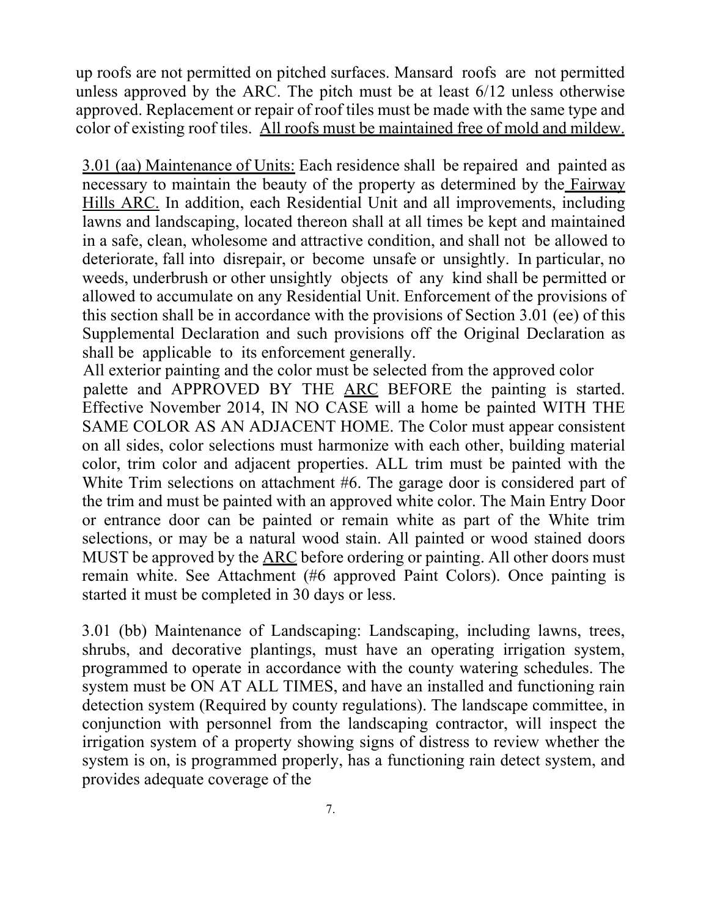up roofs are not permitted on pitched surfaces. Mansard roofs are not permitted unless approved by the ARC. The pitch must be at least 6/12 unless otherwise approved. Replacement or repair of roof tiles must be made with the same type and color of existing roof tiles. <u>All roofs must be maintained free of mold and mildew.</u>

<u>3.01 (aa) Maintenance of Units:</u> Each residence shall be repaired and painted as necessary to maintain the beauty of the property as determined by the <u>Fairway Hills ARC.</u> In addition, each Residential Unit and all improvements, including lawns and landscaping, located thereon shall at all times be kept and maintained in a safe, clean, wholesome and attractive condition, and shall not be allowed to deteriorate, fall into disrepair, or become unsafe or unsightly. In particular, no weeds, underbrush or other unsightly objects of any kind shall be permitted or allowed to accumulate on any Residential Unit. Enforcement of the provisions of this section shall be in accordance with the provisions of Section 3.01 (ee) of this Supplemental Declaration and such provisions off the Original Declaration as shall be applicable to its enforcement generally.

All exterior painting and the color must be selected from the approved color palette and APPROVED BY THE <u>ARC</u> BEFORE the painting is started. Effective November 2014, IN NO CASE will a home be painted WITH THE SAME COLOR AS AN ADJACENT HOME. The Color must appear consistent on all sides, color selections must harmonize with each other, building material color, trim color and adjacent properties. ALL trim must be painted with the White Trim selections on attachment #6. The garage door is considered part of the trim and must be painted with an approved white color. The Main Entry Door or entrance door can be painted or remain white as part of the White trim selections, or may be a natural wood stain. All painted or wood stained doors MUST be approved by the <u>ARC</u> before ordering or painting. All other doors must remain white. See Attachment (#6 approved Paint Colors). Once painting is started it must be completed in 30 days or less.

3.01 (bb) Maintenance of Landscaping: Landscaping, including lawns, trees, shrubs, and decorative plantings, must have an operating irrigation system, programmed to operate in accordance with the county watering schedules. The system must be ON AT ALL TIMES, and have an installed and functioning rain detection system (Required by county regulations). The landscape committee, in conjunction with personnel from the landscaping contractor, will inspect the irrigation system of a property showing signs of distress to review whether the system is on, is programmed properly, has a functioning rain detect system, and provides adequate coverage of the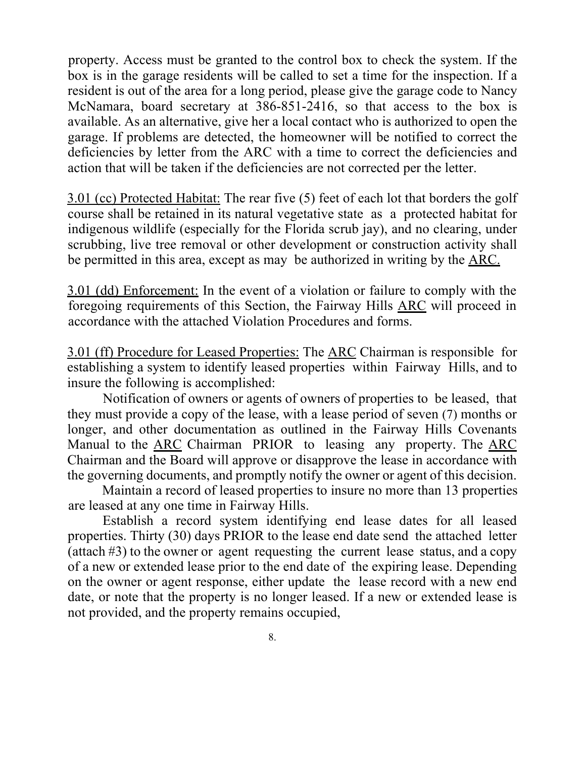property. Access must be granted to the control box to check the system. If the box is in the garage residents will be called to set a time for the inspection. If a resident is out of the area for a long period, please give the garage code to Nancy McNamara, board secretary at 386-851-2416, so that access to the box is available. As an alternative, give her a local contact who is authorized to open the garage. If problems are detected, the homeowner will be notified to correct the deficiencies by letter from the ARC with a time to correct the deficiencies and action that will be taken if the deficiencies are not corrected per the letter.

<u>3.01 (cc) Protected Habitat:</u> The rear five (5) feet of each lot that borders the golf course shall be retained in its natural vegetative state as a protected habitat for indigenous wildlife (especially for the Florida scrub jay), and no clearing, under scrubbing, live tree removal or other development or construction activity shall be permitted in this area, except as may be authorized in writing by the <u>ARC.</u>

<u>3.01 (dd) Enforcement:</u> In the event of a violation or failure to comply with the foregoing requirements of this Section, the Fairway Hills <u>ARC</u> will proceed in accordance with the attached Violation Procedures and forms.

<u>3.01 (ff) Procedure for Leased Properties:</u> The <u>ARC</u> Chairman is responsible for establishing a system to identify leased properties within Fairway Hills, and to insure the following is accomplished:

Notification of owners or agents of owners of properties to be leased, that they must provide a copy of the lease, with a lease period of seven (7) months or longer, and other documentation as outlined in the Fairway Hills Covenants Manual to the <u>ARC</u> Chairman PRIOR to leasing any property. The <u>ARC</u> Chairman and the Board will approve or disapprove the lease in accordance with the governing documents, and promptly notify the owner or agent of this decision.

Maintain a record of leased properties to insure no more than 13 properties are leased at any one time in Fairway Hills.

Establish a record system identifying end lease dates for all leased properties. Thirty (30) days PRIOR to the lease end date send the attached letter (attach #3) to the owner or agent requesting the current lease status, and a copy of a new or extended lease prior to the end date of the expiring lease. Depending on the owner or agent response, either update the lease record with a new end date, or note that the property is no longer leased. If a new or extended lease is not provided, and the property remains occupied,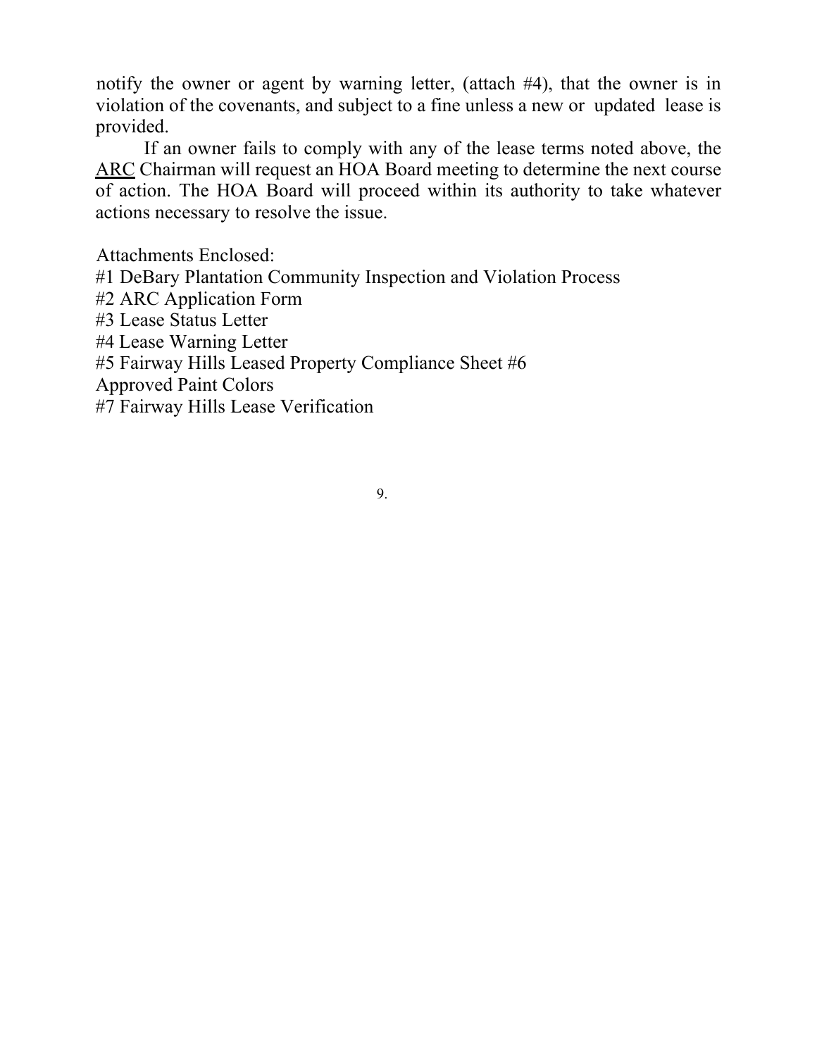notify the owner or agent by warning letter, (attach #4), that the owner is in violation of the covenants, and subject to a fine unless a new or updated lease is provided.

If an owner fails to comply with any of the lease terms noted above, the ARC Chairman will request an HOA Board meeting to determine the next course of action. The HOA Board will proceed within its authority to take whatever actions necessary to resolve the issue.

Attachments Enclosed:
#1 DeBary Plantation Community Inspection and Violation Process
#2 ARC Application Form
#3 Lease Status Letter
#4 Lease Warning Letter
#5 Fairway Hills Leased Property Compliance Sheet #6
Approved Paint Colors
#7 Fairway Hills Lease Verification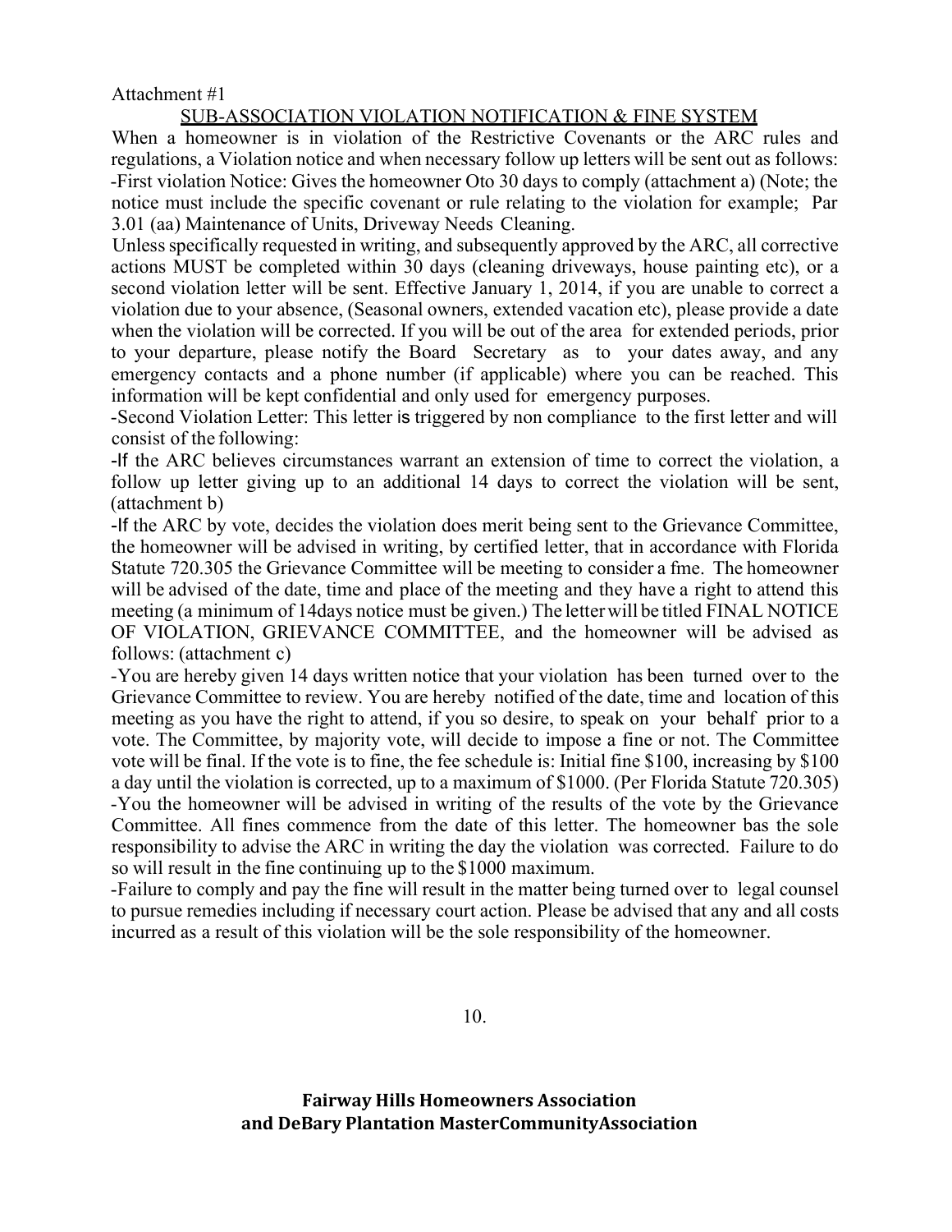Attachment #1

## SUB-ASSOCIATION VIOLATION NOTIFICATION & FINE SYSTEM

When a homeowner is in violation of the Restrictive Covenants or the ARC rules and regulations, a Violation notice and when necessary follow up letters will be sent out as follows:

-First violation Notice: Gives the homeowner Oto 30 days to comply (attachment a) (Note; the notice must include the specific covenant or rule relating to the violation for example; Par 3.01 (aa) Maintenance of Units, Driveway Needs Cleaning.

Unless specifically requested in writing, and subsequently approved by the ARC, all corrective actions MUST be completed within 30 days (cleaning driveways, house painting etc), or a second violation letter will be sent. Effective January 1, 2014, if you are unable to correct a violation due to your absence, (Seasonal owners, extended vacation etc), please provide a date when the violation will be corrected. If you will be out of the area for extended periods, prior to your departure, please notify the Board Secretary as to your dates away, and any emergency contacts and a phone number (if applicable) where you can be reached. This information will be kept confidential and only used for emergency purposes.

-Second Violation Letter: This letter is triggered by non compliance to the first letter and will consist of the following:

-If the ARC believes circumstances warrant an extension of time to correct the violation, a follow up letter giving up to an additional 14 days to correct the violation will be sent, (attachment b)

-If the ARC by vote, decides the violation does merit being sent to the Grievance Committee, the homeowner will be advised in writing, by certified letter, that in accordance with Florida Statute 720.305 the Grievance Committee will be meeting to consider a fme. The homeowner will be advised of the date, time and place of the meeting and they have a right to attend this meeting (a minimum of 14days notice must be given.) The letter will be titled FINAL NOTICE OF VIOLATION, GRIEVANCE COMMITTEE, and the homeowner will be advised as follows: (attachment c)

-You are hereby given 14 days written notice that your violation has been turned over to the Grievance Committee to review. You are hereby notified of the date, time and location of this meeting as you have the right to attend, if you so desire, to speak on your behalf prior to a vote. The Committee, by majority vote, will decide to impose a fine or not. The Committee vote will be final. If the vote is to fine, the fee schedule is: Initial fine $100, increasing by $100 a day until the violation is corrected, up to a maximum of $1000. (Per Florida Statute 720.305)

-You the homeowner will be advised in writing of the results of the vote by the Grievance Committee. All fines commence from the date of this letter. The homeowner bas the sole responsibility to advise the ARC in writing the day the violation was corrected. Failure to do so will result in the fine continuing up to the $1000 maximum.

-Failure to comply and pay the fine will result in the matter being turned over to legal counsel to pursue remedies including if necessary court action. Please be advised that any and all costs incurred as a result of this violation will be the sole responsibility of the homeowner.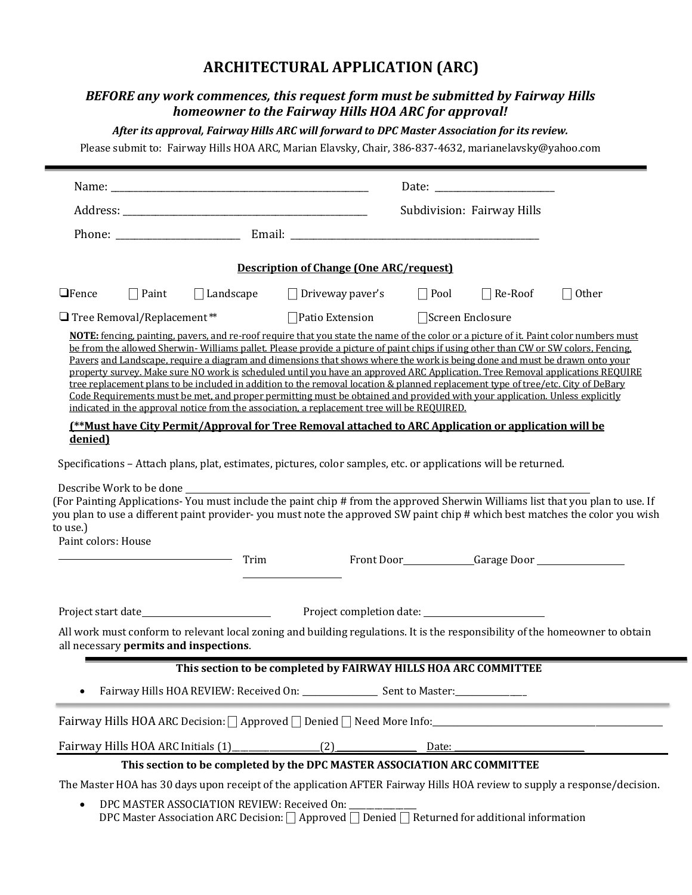# ARCHITECTURAL APPLICATION (ARC)

***BEFORE any work commences, this request form must be submitted by Fairway Hills homeowner to the Fairway Hills HOA ARC for approval!***

***After its approval, Fairway Hills ARC will forward to DPC Master Association for its review.***

Please submit to: Fairway Hills HOA ARC, Marian Elavsky, Chair, 386-837-4632, marianelavsky@yahoo.com

---

Name: ______________________________ Date: ______________

Address: ______________________________ Subdivision: Fairway Hills

Phone: ______________ Email: ______________________________

**Description of Change (One ARC/request)**

☐ Fence ☐ Paint ☐ Landscape ☐ Driveway paver's ☐ Pool ☐ Re-Roof ☐ Other

☐ Tree Removal/Replacement ** ☐ Patio Extension ☐ Screen Enclosure

**NOTE:** fencing, painting, pavers, and re-roof require that you state the name of the color or a picture of it. Paint color numbers must be from the allowed Sherwin- Williams pallet. Please provide a picture of paint chips if using other than CW or SW colors, Fencing, Pavers and Landscape, require a diagram and dimensions that shows where the work is being done and must be drawn onto your property survey. Make sure NO work is scheduled until you have an approved ARC Application. Tree Removal applications REQUIRE tree replacement plans to be included in addition to the removal location & planned replacement type of tree/etc. City of DeBary Code Requirements must be met, and proper permitting must be obtained and provided with your application. Unless explicitly indicated in the approval notice from the association, a replacement tree will be REQUIRED.

**(**Must have City Permit/Approval for Tree Removal attached to ARC Application or application will be denied)**

Specifications – Attach plans, plat, estimates, pictures, color samples, etc. or applications will be returned.

Describe Work to be done ______________________________

(For Painting Applications- You must include the paint chip # from the approved Sherwin Williams list that you plan to use. If you plan to use a different paint provider- you must note the approved SW paint chip # which best matches the color you wish to use.)

Paint colors: House ______________ Trim ______________ Front Door ______________ Garage Door ______________

Project start date ______________ Project completion date: ______________

All work must conform to relevant local zoning and building regulations. It is the responsibility of the homeowner to obtain all necessary **permits and inspections**.

---

**This section to be completed by FAIRWAY HILLS HOA ARC COMMITTEE**

- Fairway Hills HOA REVIEW: Received On: ______________ Sent to Master: ______________

Fairway Hills HOA ARC Decision: ☐ Approved ☐ Denied ☐ Need More Info: ______________

Fairway Hills HOA ARC Initials (1)______________ (2)______________ Date: ______________

**This section to be completed by the DPC MASTER ASSOCIATION ARC COMMITTEE**

The Master HOA has 30 days upon receipt of the application AFTER Fairway Hills HOA review to supply a response/decision.

- DPC MASTER ASSOCIATION REVIEW: Received On: ______________
  DPC Master Association ARC Decision: ☐ Approved ☐ Denied ☐ Returned for additional information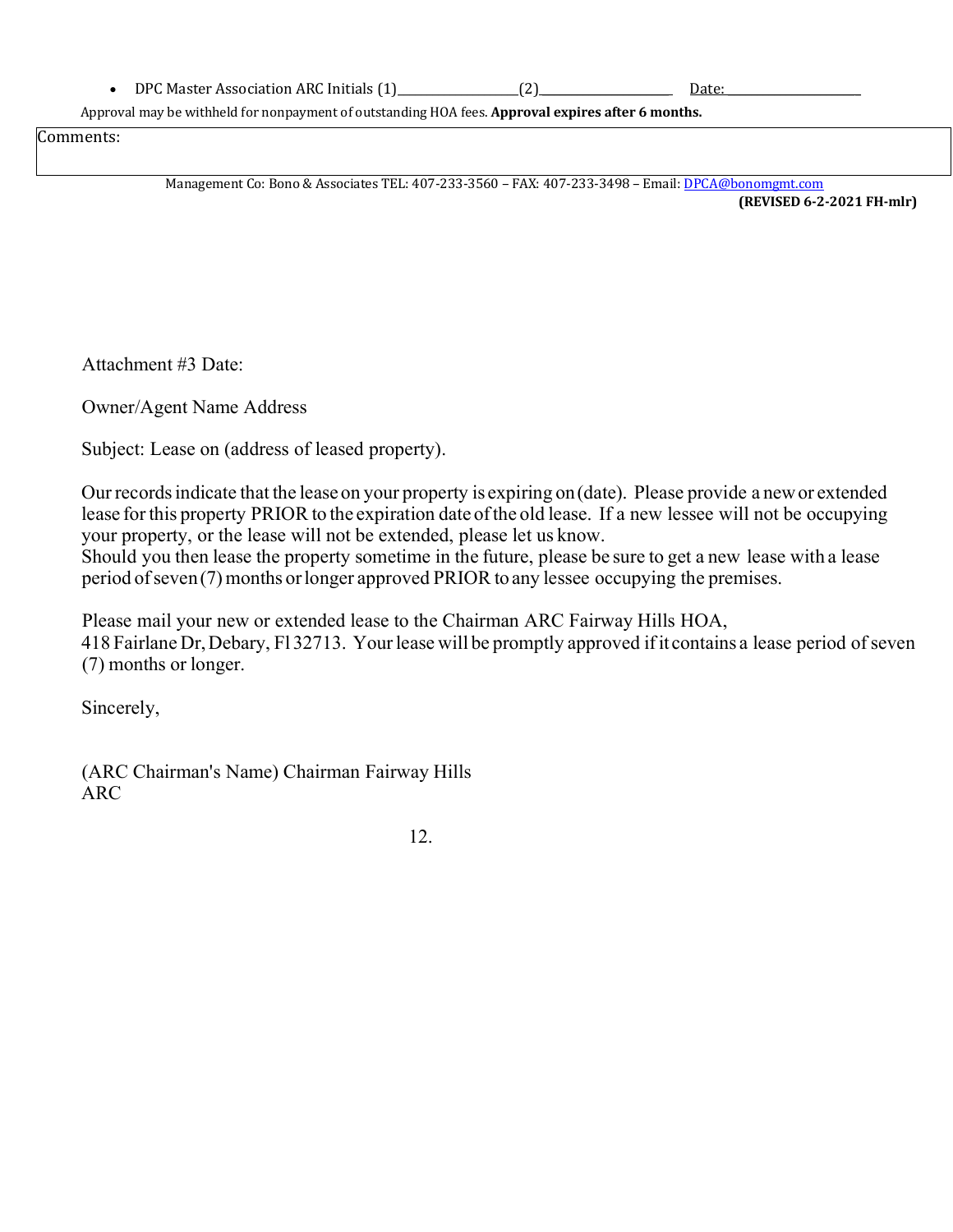- DPC Master Association ARC Initials (1)\_\_\_\_\_\_\_\_\_\_\_\_\_\_\_\_\_\_(2)\_\_\_\_\_\_\_\_\_\_\_\_\_\_\_\_\_\_ Date: \_\_\_\_\_\_\_\_\_\_\_\_\_\_\_\_\_\_

Approval may be withheld for nonpayment of outstanding HOA fees. **Approval expires after 6 months.**

| Comments: |
| --- |
| |

Management Co: Bono & Associates TEL: 407-233-3560 – FAX: 407-233-3498 – Email: DPCA@bonomgmt.com

**(REVISED 6-2-2021 FH-mlr)**

Attachment #3 Date:

Owner/Agent Name Address

Subject: Lease on (address of leased property).

Our records indicate that the lease on your property is expiring on (date). Please provide a new or extended lease for this property PRIOR to the expiration date of the old lease. If a new lessee will not be occupying your property, or the lease will not be extended, please let us know.
Should you then lease the property sometime in the future, please be sure to get a new lease with a lease period of seven (7) months or longer approved PRIOR to any lessee occupying the premises.

Please mail your new or extended lease to the Chairman ARC Fairway Hills HOA,
418 Fairlane Dr, Debary, Fl 32713. Your lease will be promptly approved if it contains a lease period of seven (7) months or longer.

Sincerely,

(ARC Chairman's Name) Chairman Fairway Hills
ARC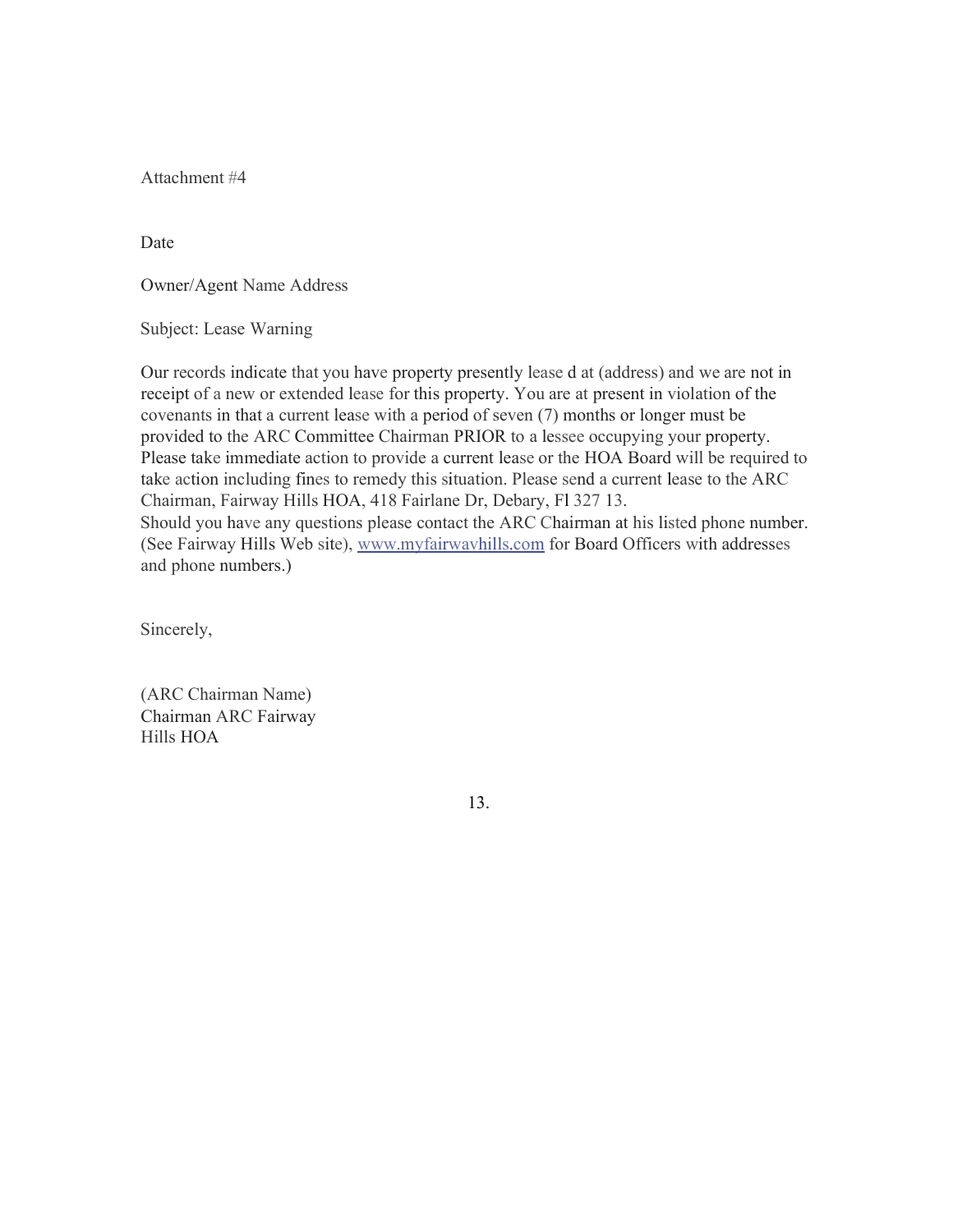Attachment #4

Date

Owner/Agent Name Address

Subject: Lease Warning

Our records indicate that you have property presently lease d at (address) and we are not in receipt of a new or extended lease for this property. You are at present in violation of the covenants in that a current lease with a period of seven (7) months or longer must be provided to the ARC Committee Chairman PRIOR to a lessee occupying your property. Please take immediate action to provide a current lease or the HOA Board will be required to take action including fines to remedy this situation. Please send a current lease to the ARC Chairman, Fairway Hills HOA, 418 Fairlane Dr, Debary, Fl 327 13.
Should you have any questions please contact the ARC Chairman at his listed phone number. (See Fairway Hills Web site), www.myfairwavhills.com for Board Officers with addresses and phone numbers.)

Sincerely,

(ARC Chairman Name)
Chairman ARC Fairway
Hills HOA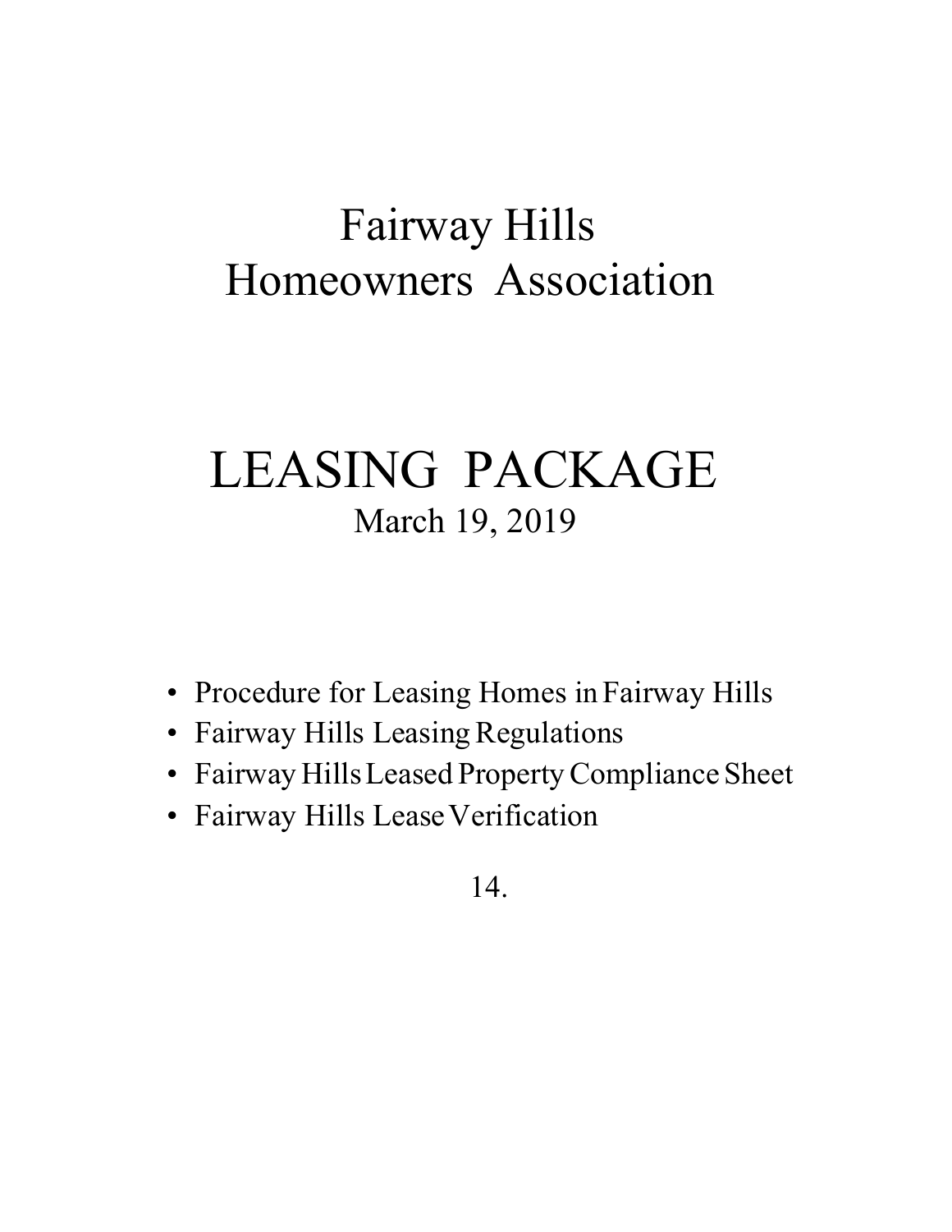# Fairway Hills Homeowners Association

# LEASING PACKAGE

March 19, 2019

- Procedure for Leasing Homes in Fairway Hills
- Fairway Hills Leasing Regulations
- Fairway Hills Leased Property Compliance Sheet
- Fairway Hills Lease Verification

14.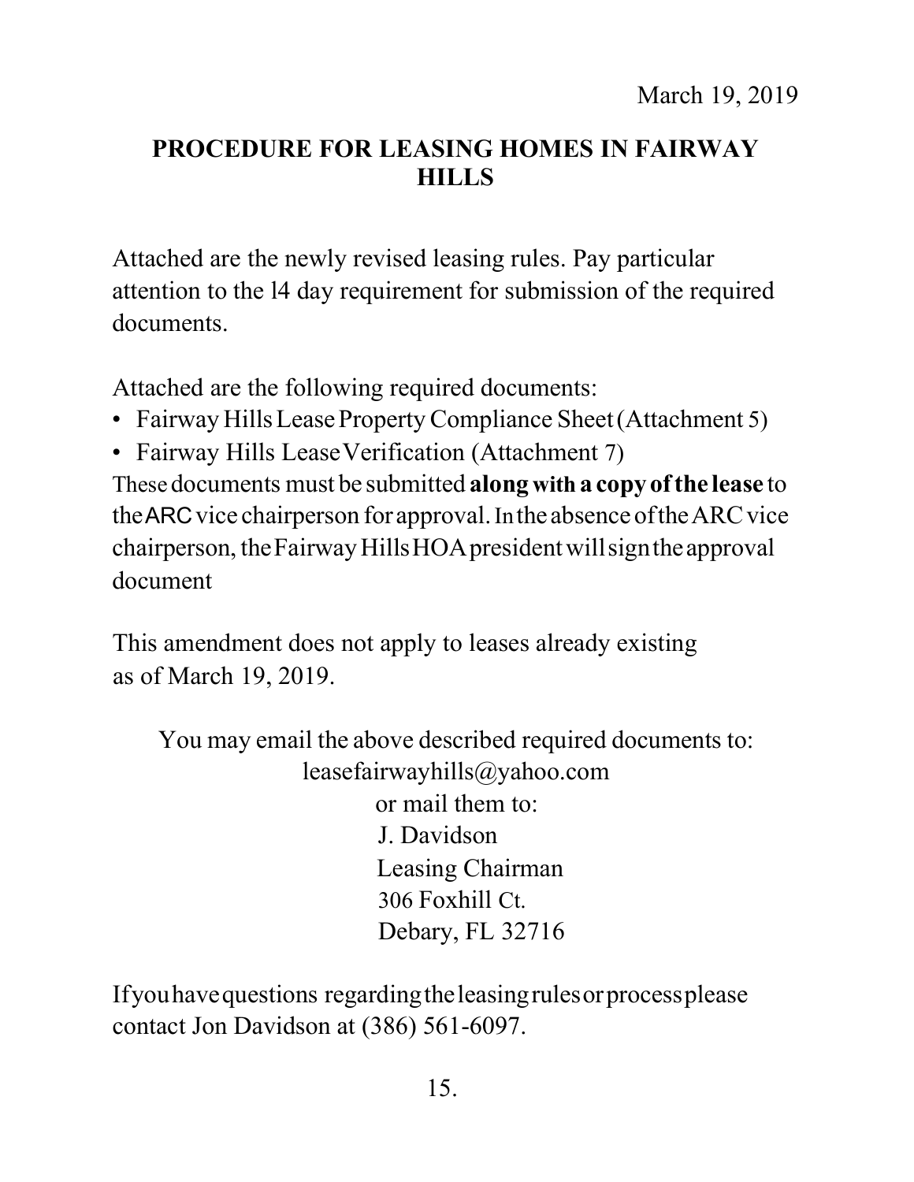March 19, 2019

## PROCEDURE FOR LEASING HOMES IN FAIRWAY HILLS

Attached are the newly revised leasing rules. Pay particular attention to the l4 day requirement for submission of the required documents.

Attached are the following required documents:

- Fairway Hills Lease Property Compliance Sheet (Attachment 5)
- Fairway Hills Lease Verification (Attachment 7)

These documents must be submitted **along with a copy of the lease** to the ARC vice chairperson for approval. In the absence of the ARC vice chairperson, the Fairway Hills HOA president will sign the approval document

This amendment does not apply to leases already existing as of March 19, 2019.

You may email the above described required documents to:
leasefairwayhills@yahoo.com
or mail them to:
J. Davidson
Leasing Chairman
306 Foxhill Ct.
Debary, FL 32716

If you have questions regarding the leasing rules or process please contact Jon Davidson at (386) 561-6097.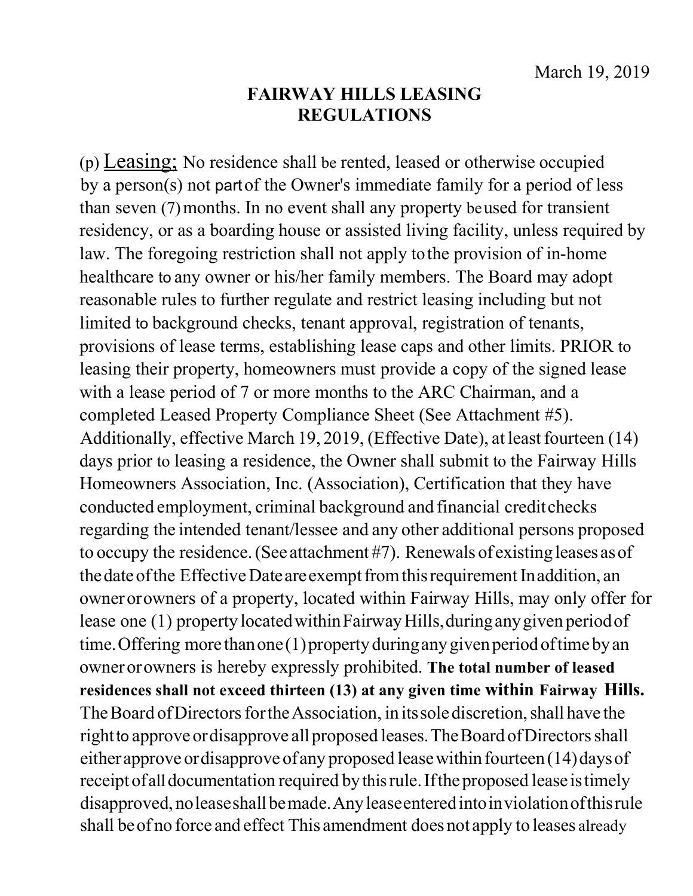March 19, 2019

# FAIRWAY HILLS LEASING REGULATIONS

(p) <u>Leasing;</u> No residence shall be rented, leased or otherwise occupied by a person(s) not part of the Owner's immediate family for a period of less than seven (7) months. In no event shall any property be used for transient residency, or as a boarding house or assisted living facility, unless required by law. The foregoing restriction shall not apply to the provision of in-home healthcare to any owner or his/her family members. The Board may adopt reasonable rules to further regulate and restrict leasing including but not limited to background checks, tenant approval, registration of tenants, provisions of lease terms, establishing lease caps and other limits. PRIOR to leasing their property, homeowners must provide a copy of the signed lease with a lease period of 7 or more months to the ARC Chairman, and a completed Leased Property Compliance Sheet (See Attachment #5). Additionally, effective March 19, 2019, (Effective Date), at least fourteen (14) days prior to leasing a residence, the Owner shall submit to the Fairway Hills Homeowners Association, Inc. (Association), Certification that they have conducted employment, criminal background and financial credit checks regarding the intended tenant/lessee and any other additional persons proposed to occupy the residence. (See attachment #7). Renewals of existing leases as of the date of the Effective Date are exempt from this requirement In addition, an owner or owners of a property, located within Fairway Hills, may only offer for lease one (1) property located within Fairway Hills, during any given period of time. Offering more than one (1) property during any given period of time by an owner or owners is hereby expressly prohibited. **The total number of leased residences shall not exceed thirteen (13) at any given time within Fairway Hills.** The Board of Directors for the Association, in its sole discretion, shall have the right to approve or disapprove all proposed leases. The Board of Directors shall either approve or disapprove of any proposed lease within fourteen (14) days of receipt of all documentation required by this rule. If the proposed lease is timely disapproved, no lease shall be made. Any lease entered into in violation of this rule shall be of no force and effect This amendment does not apply to leases already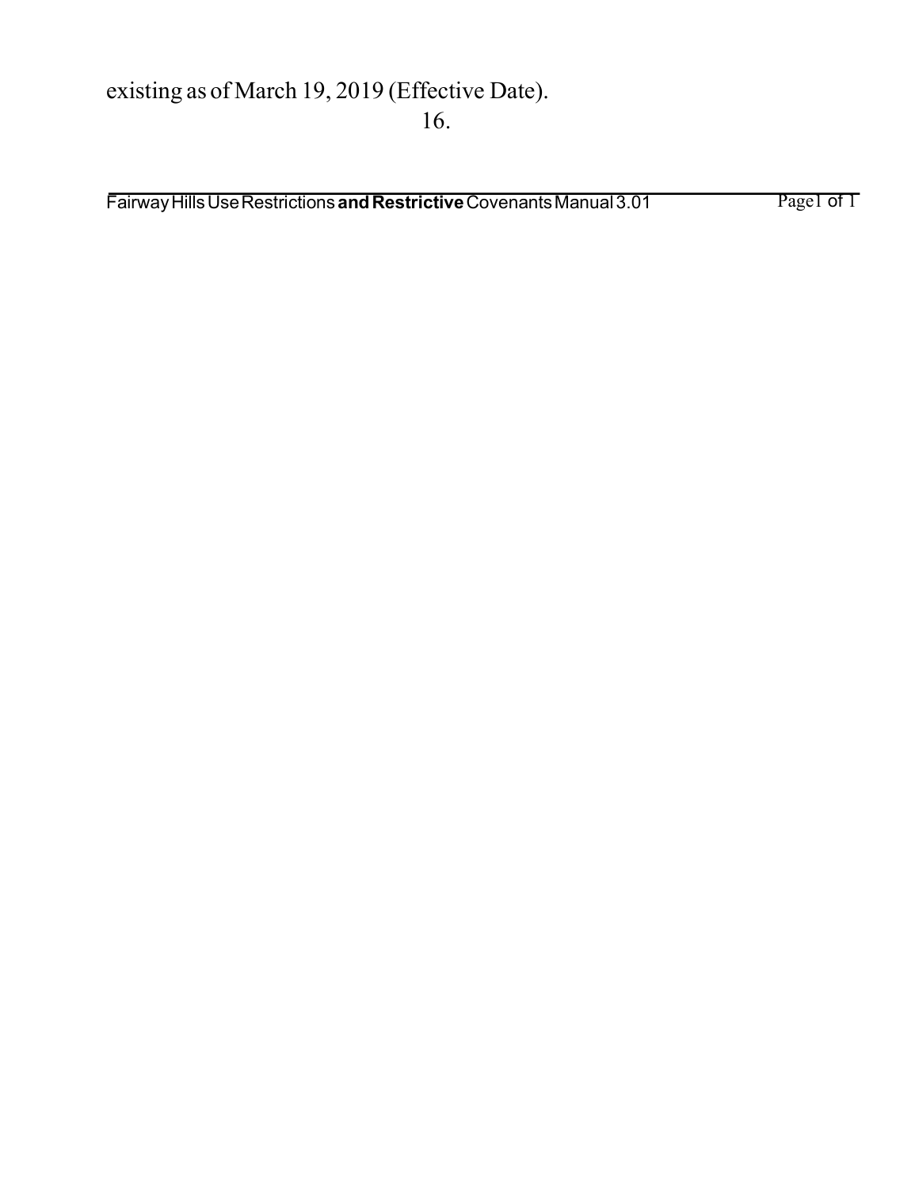existing as of March 19, 2019 (Effective Date).

16.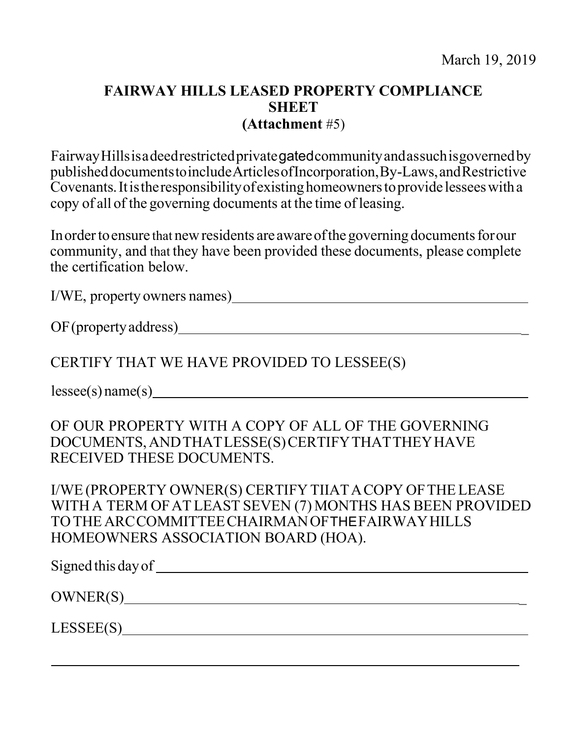March 19, 2019

**FAIRWAY HILLS LEASED PROPERTY COMPLIANCE SHEET**
**(Attachment** #5)

Fairway Hills is a deed restricted private gated community and as such is governed by published documents to include Articles of Incorporation, By-Laws, and Restrictive Covenants. It is the responsibility of existing homeowners to provide lessees with a copy of all of the governing documents at the time of leasing.

In order to ensure that new residents are aware of the governing documents for our community, and that they have been provided these documents, please complete the certification below.

I/WE, property owners names)________________________________________

OF (property address)_____________________________________________

CERTIFY THAT WE HAVE PROVIDED TO LESSEE(S)

lessee(s) name(s)_______________________________________________

OF OUR PROPERTY WITH A COPY OF ALL OF THE GOVERNING DOCUMENTS, AND THAT LESSE(S) CERTIFY THAT THEY HAVE RECEIVED THESE DOCUMENTS.

I/WE (PROPERTY OWNER(S) CERTIFY TIIAT A COPY OF THE LEASE WITH A TERM OF AT LEAST SEVEN (7) MONTHS HAS BEEN PROVIDED TO THE ARC COMMITTEE CHAIRMAN OF THE FAIRWAY HILLS HOMEOWNERS ASSOCIATION BOARD (HOA).

Signed this day of _______________________________________________

OWNER(S)_____________________________________________________

LESSEE(S)_____________________________________________________

_____________________________________________________________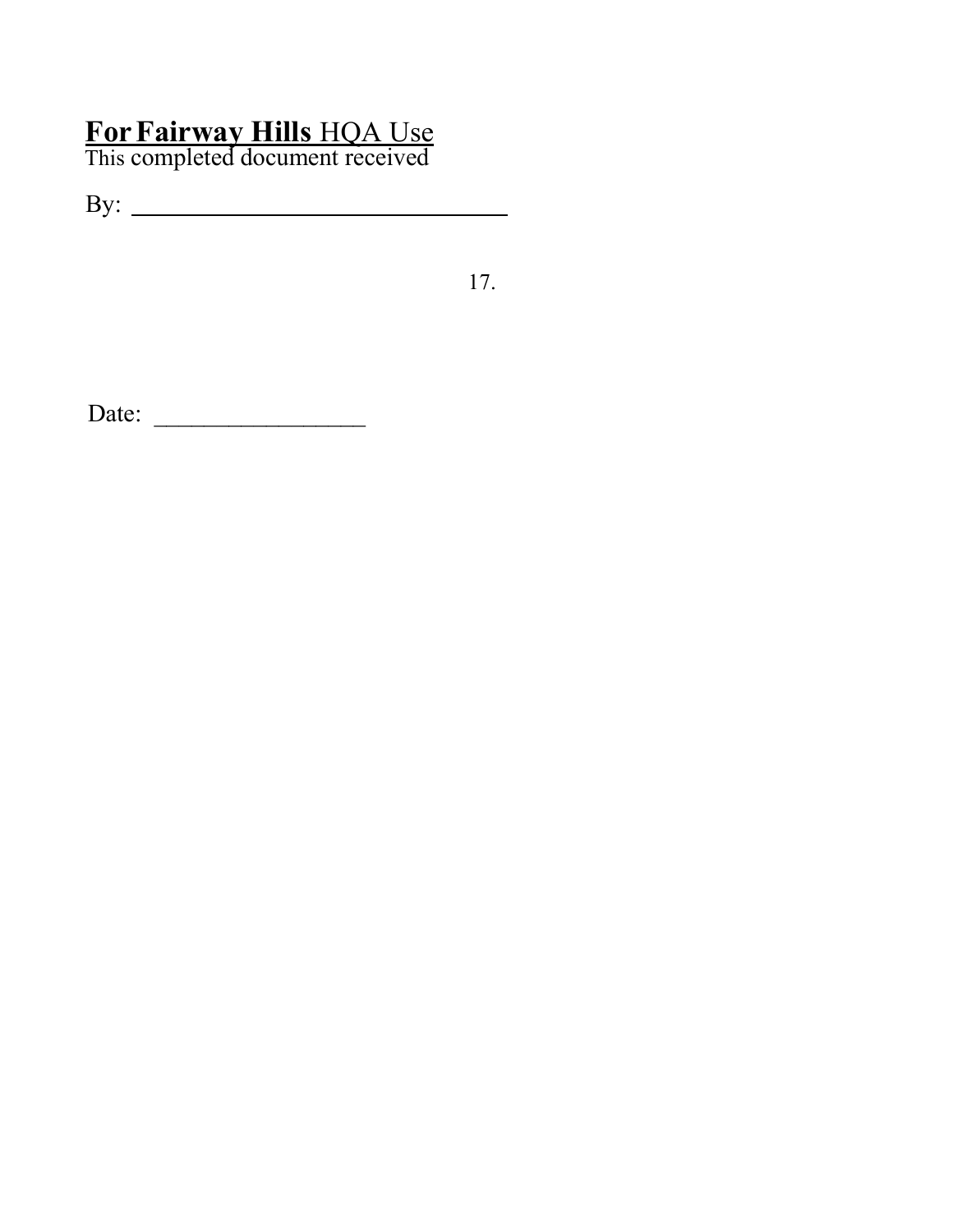**For Fairway Hills** HOA Use

This completed document received

By: ________________________________

17.

Date: _________________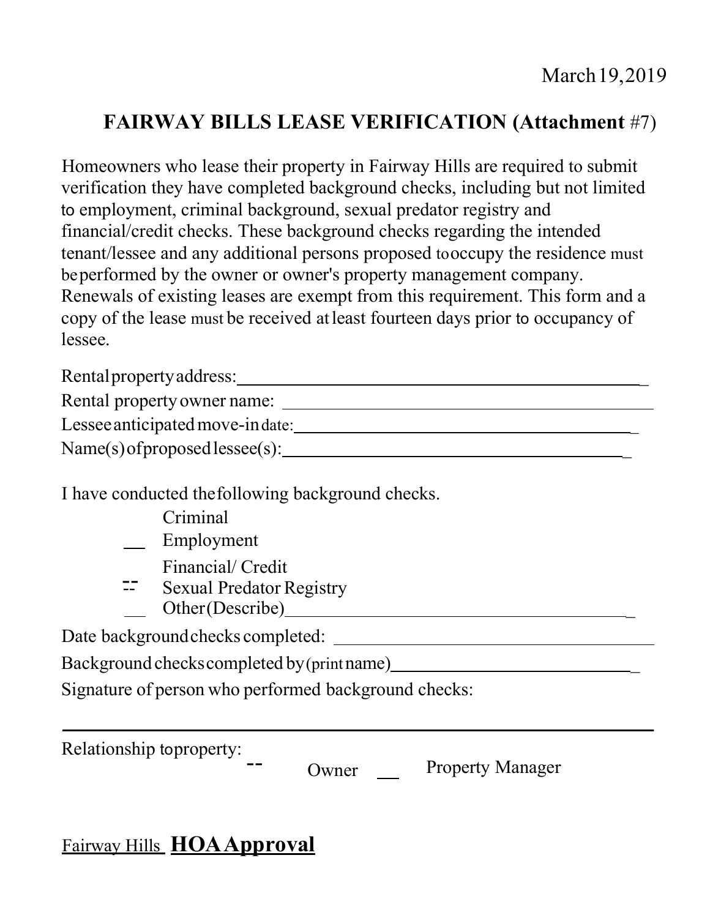March 19, 2019

## FAIRWAY BILLS LEASE VERIFICATION (Attachment #7)

Homeowners who lease their property in Fairway Hills are required to submit verification they have completed background checks, including but not limited to employment, criminal background, sexual predator registry and financial/credit checks. These background checks regarding the intended tenant/lessee and any additional persons proposed to occupy the residence must be performed by the owner or owner's property management company. Renewals of existing leases are exempt from this requirement. This form and a copy of the lease must be received at least fourteen days prior to occupancy of lessee.

Rental property address: ______________________________________________

Rental property owner name: ___________________________________________

Lessee anticipated move-in date: ________________________________________

Name(s) of proposed lessee(s): _________________________________________

I have conducted the following background checks.

- Criminal
- __ Employment
- Financial/ Credit
- -- Sexual Predator Registry
- __ Other(Describe) ________________________________________

Date background checks completed: _____________________________________

Background checks completed by (print name) ____________________________

Signature of person who performed background checks:

______________________________________________________________

Relationship to property: -- Owner __ Property Manager

Fairway Hills **HOA Approval**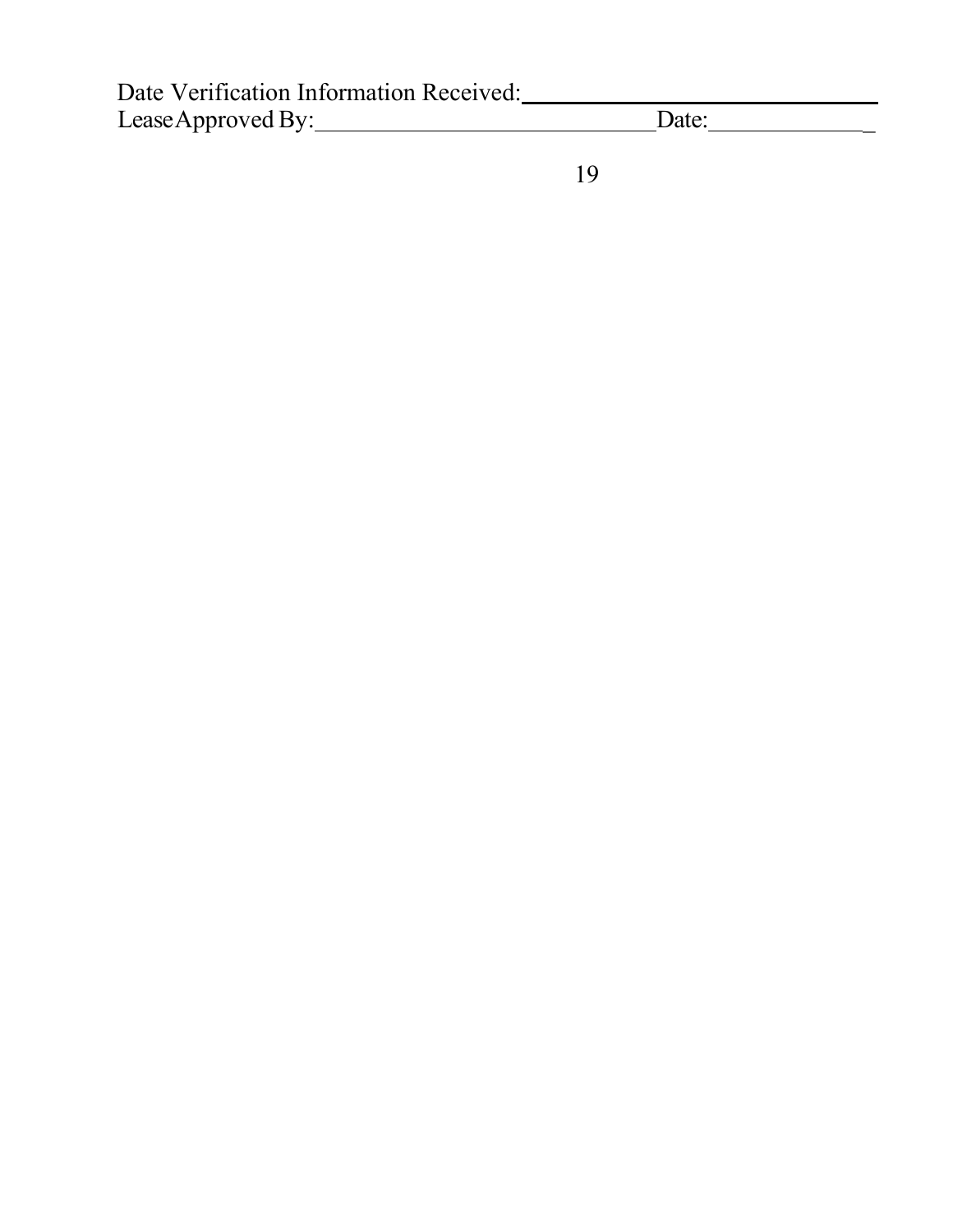Date Verification Information Received: ______________________________

Lease Approved By: ____________________________ Date: _____________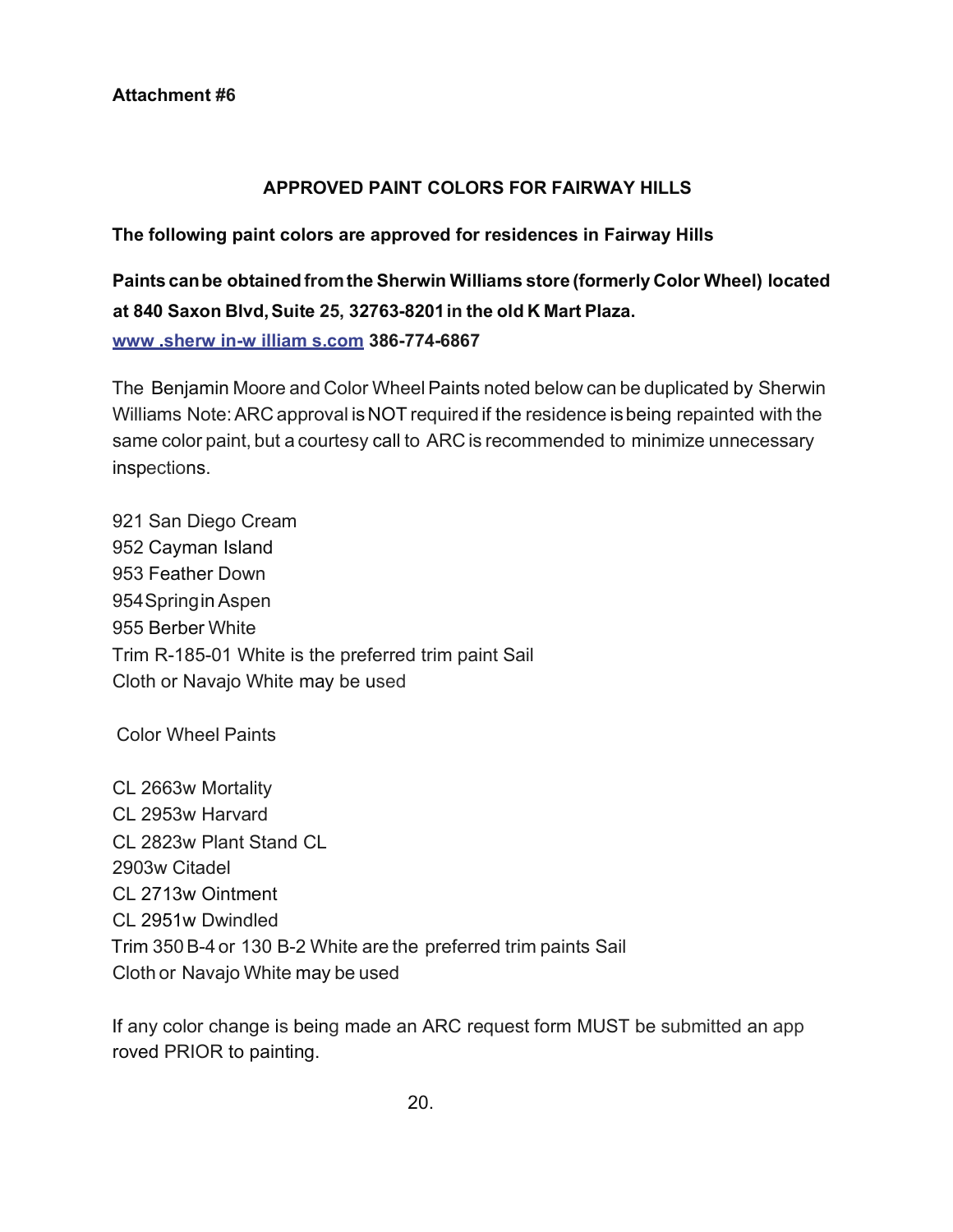**Attachment #6**

## APPROVED PAINT COLORS FOR FAIRWAY HILLS

**The following paint colors are approved for residences in Fairway Hills**

**Paints can be obtained from the Sherwin Williams store (formerly Color Wheel) located at 840 Saxon Blvd, Suite 25, 32763-8201 in the old K Mart Plaza.**
**www .sherw in-w illiam s.com 386-774-6867**

The Benjamin Moore and Color Wheel Paints noted below can be duplicated by Sherwin Williams Note: ARC approval is NOT required if the residence is being repainted with the same color paint, but a courtesy call to ARC is recommended to minimize unnecessary inspections.

921 San Diego Cream
952 Cayman Island
953 Feather Down
954 Springin Aspen
955 Berber White
Trim R-185-01 White is the preferred trim paint Sail
Cloth or Navajo White may be used

Color Wheel Paints

CL 2663w Mortality
CL 2953w Harvard
CL 2823w Plant Stand CL
2903w Citadel
CL 2713w Ointment
CL 2951w Dwindled
Trim 350 B-4 or 130 B-2 White are the preferred trim paints Sail
Cloth or Navajo White may be used

If any color change is being made an ARC request form MUST be submitted an app roved PRIOR to painting.